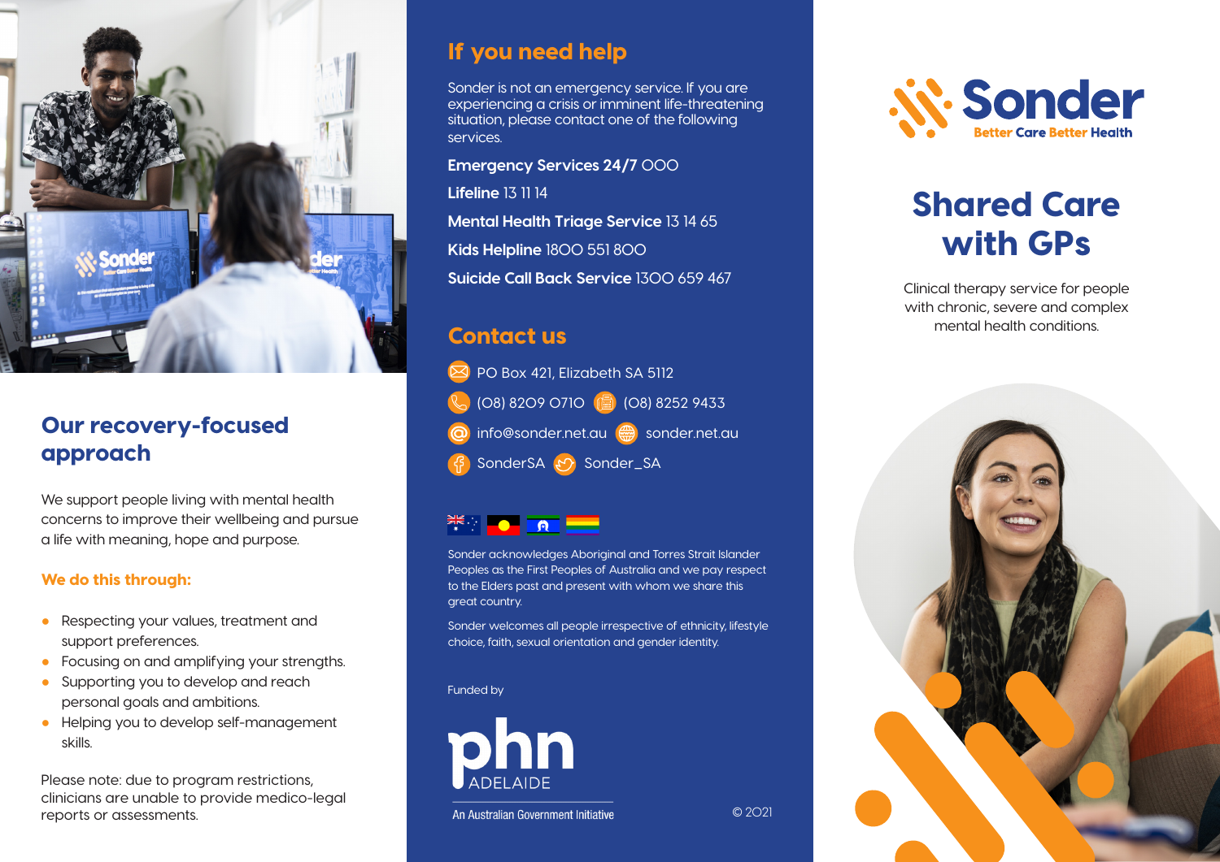## Our recovery-focused approach

We support people living with mental health concerns to improve their wellbeing and pursue a life with meaning, hope and purpose.

### We do this through:

- Respecting your values, treatment and support preferences.
- Focusing on and amplifying your strengths.
- Supporting you to develop and reach personal goals and ambitions.
- Helping you to develop self-management skills.

Please note: due to program restrictions, clinicians are unable to provide medico-legal reports or assessments.

## If you need help

Sonder is not an emergency service. If you are experiencing a crisis or imminent life-threatening situation, please contact one of the following services.

**Emergency Services 24/7** 000

**Lifeline** 13 11 14

**Mental Health Triage Service** 13 14 65

**Kids Helpline** 1800 551 800

**Suicide Call Back Service** 1300 659 467

## Contact us

PO Box 421, Elizabeth SA 5112

(08) 8209 0710 (08) 8252 9433

info@sonder.net.au sonder.net.au

SonderSA Sonder_SA

Sonder acknowledges Aboriginal and Torres Strait Islander Peoples as the First Peoples of Australia and we pay respect to the Elders past and present with whom we share this great country.

Sonder welcomes all people irrespective of ethnicity, lifestyle choice, faith, sexual orientation and gender identity.

Funded by

phn ADELAIDE

An Australian Government Initiative

© 2021

Sonder
Better Care Better Health

# Shared Care with GPs

Clinical therapy service for people with chronic, severe and complex mental health conditions.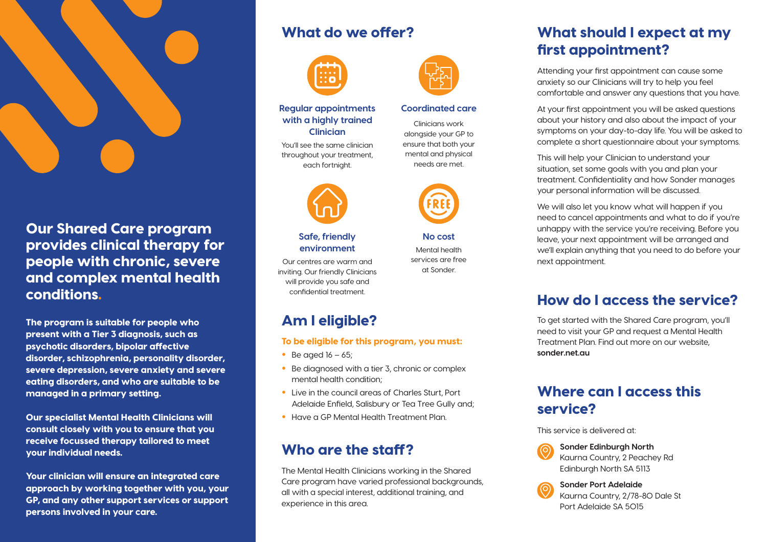## Our Shared Care program provides clinical therapy for people with chronic, severe and complex mental health conditions.

**The program is suitable for people who present with a Tier 3 diagnosis, such as psychotic disorders, bipolar affective disorder, schizophrenia, personality disorder, severe depression, severe anxiety and severe eating disorders, and who are suitable to be managed in a primary setting.**

**Our specialist Mental Health Clinicians will consult closely with you to ensure that you receive focussed therapy tailored to meet your individual needs.**

**Your clinician will ensure an integrated care approach by working together with you, your GP, and any other support services or support persons involved in your care.**

## What do we offer?

### Regular appointments with a highly trained Clinician

You'll see the same clinician throughout your treatment, each fortnight.

### Coordinated care

Clinicians work alongside your GP to ensure that both your mental and physical needs are met.

### Safe, friendly environment

Our centres are warm and inviting. Our friendly Clinicians will provide you safe and confidential treatment.

### No cost

Mental health services are free at Sonder.

## Am I eligible?

**To be eligible for this program, you must:**

- Be aged 16 – 65;
- Be diagnosed with a tier 3, chronic or complex mental health condition;
- Live in the council areas of Charles Sturt, Port Adelaide Enfield, Salisbury or Tea Tree Gully and;
- Have a GP Mental Health Treatment Plan.

## Who are the staff?

The Mental Health Clinicians working in the Shared Care program have varied professional backgrounds, all with a special interest, additional training, and experience in this area.

## What should I expect at my first appointment?

Attending your first appointment can cause some anxiety so our Clinicians will try to help you feel comfortable and answer any questions that you have.

At your first appointment you will be asked questions about your history and also about the impact of your symptoms on your day-to-day life. You will be asked to complete a short questionnaire about your symptoms.

This will help your Clinician to understand your situation, set some goals with you and plan your treatment. Confidentiality and how Sonder manages your personal information will be discussed.

We will also let you know what will happen if you need to cancel appointments and what to do if you're unhappy with the service you're receiving. Before you leave, your next appointment will be arranged and we'll explain anything that you need to do before your next appointment.

## How do I access the service?

To get started with the Shared Care program, you'll need to visit your GP and request a Mental Health Treatment Plan. Find out more on our website, **sonder.net.au**

## Where can I access this service?

This service is delivered at:

**Sonder Edinburgh North**
Kaurna Country, 2 Peachey Rd
Edinburgh North SA 5113

**Sonder Port Adelaide**
Kaurna Country, 2/78-80 Dale St
Port Adelaide SA 5015